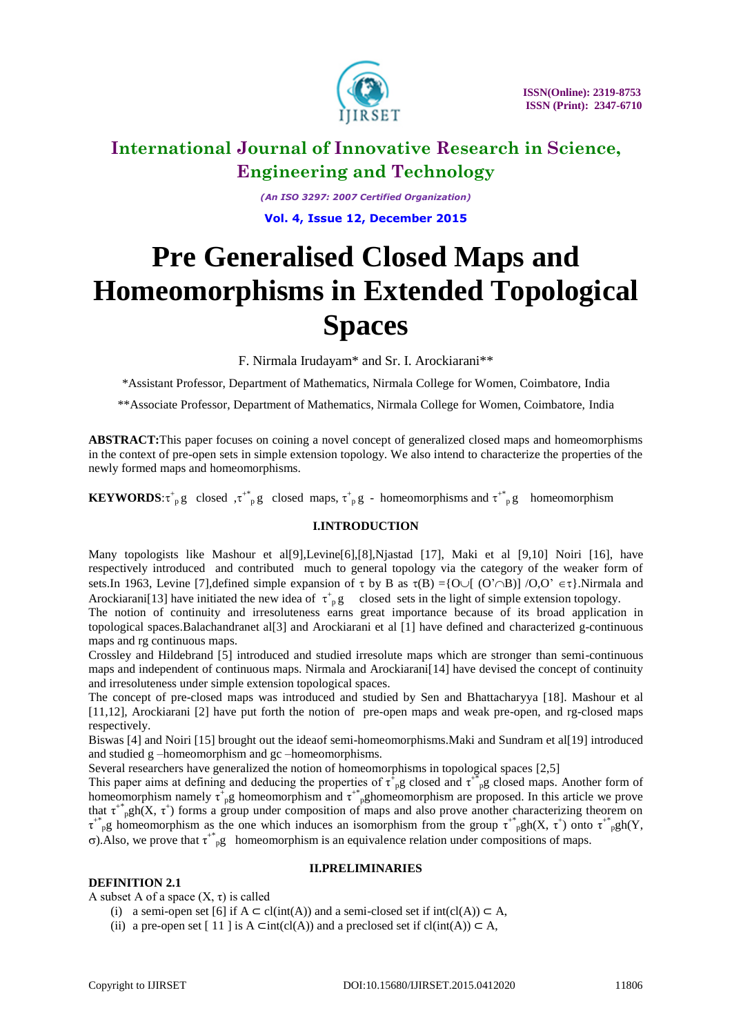# International Journal of Innovative Research in Science, Engineering and Technology

*(An ISO 3297: 2007 Certified Organization)*

**Vol. 4, Issue 12, December 2015**

# Pre Generalised Closed Maps and Homeomorphisms in Extended Topological Spaces

F. Nirmala Irudayam* and Sr. I. Arockiarani**

*Assistant Professor, Department of Mathematics, Nirmala College for Women, Coimbatore, India

**Associate Professor, Department of Mathematics, Nirmala College for Women, Coimbatore, India

**ABSTRACT:** This paper focuses on coining a novel concept of generalized closed maps and homeomorphisms in the context of pre-open sets in simple extension topology. We also intend to characterize the properties of the newly formed maps and homeomorphisms.

**KEYWORDS:** $\tau^{+}{}_{p}g$ closed, $\tau^{+*}{}_{p}g$ closed maps, $\tau^{+}{}_{p}g$ - homeomorphisms and $\tau^{+*}{}_{p}g$ homeomorphism

## I.INTRODUCTION

Many topologists like Mashour et al[9],Levine[6],[8],Njastad [17], Maki et al [9,10] Noiri [16], have respectively introduced and contributed much to general topology via the category of the weaker form of sets.In 1963, Levine [7],defined simple expansion of $\tau$ by B as $\tau(B) = \{O \cup [(O' \cap B)] / O, O' \in \tau\}$.Nirmala and Arockiarani[13] have initiated the new idea of $\tau^{+}{}_{p}g$ closed sets in the light of simple extension topology.

The notion of continuity and irresoluteness earns great importance because of its broad application in topological spaces.Balachandranet al[3] and Arockiarani et al [1] have defined and characterized g-continuous maps and rg continuous maps.

Crossley and Hildebrand [5] introduced and studied irresolute maps which are stronger than semi-continuous maps and independent of continuous maps. Nirmala and Arockiarani[14] have devised the concept of continuity and irresoluteness under simple extension topological spaces.

The concept of pre-closed maps was introduced and studied by Sen and Bhattacharyya [18]. Mashour et al [11,12], Arockiarani [2] have put forth the notion of pre-open maps and weak pre-open, and rg-closed maps respectively.

Biswas [4] and Noiri [15] brought out the ideaof semi-homeomorphisms.Maki and Sundram et al[19] introduced and studied g –homeomorphism and gc –homeomorphisms.

Several researchers have generalized the notion of homeomorphisms in topological spaces [2,5]

This paper aims at defining and deducing the properties of $\tau^{+}{}_{p}g$ closed and $\tau^{+*}{}_{p}g$ closed maps. Another form of homeomorphism namely $\tau^{+}{}_{p}g$ homeomorphism and $\tau^{+*}{}_{p}$ghomeomorphism are proposed. In this article we prove that $\tau^{+*}{}_{p}gh(X, \tau^{+})$ forms a group under composition of maps and also prove another characterizing theorem on $\tau^{+*}{}_{p}g$ homeomorphism as the one which induces an isomorphism from the group $\tau^{+*}{}_{p}gh(X, \tau^{+})$ onto $\tau^{+*}{}_{p}gh(Y, \sigma)$.Also, we prove that $\tau^{+*}{}_{p}g$ homeomorphism is an equivalence relation under compositions of maps.

## II.PRELIMINARIES

**DEFINITION 2.1**

A subset A of a space $(X, \tau)$ is called

(i) a semi-open set [6] if $A \subset cl(int(A))$ and a semi-closed set if $int(cl(A)) \subset A$,

(ii) a pre-open set [ 11 ] is $A \subset int(cl(A))$ and a preclosed set if $cl(int(A)) \subset A$,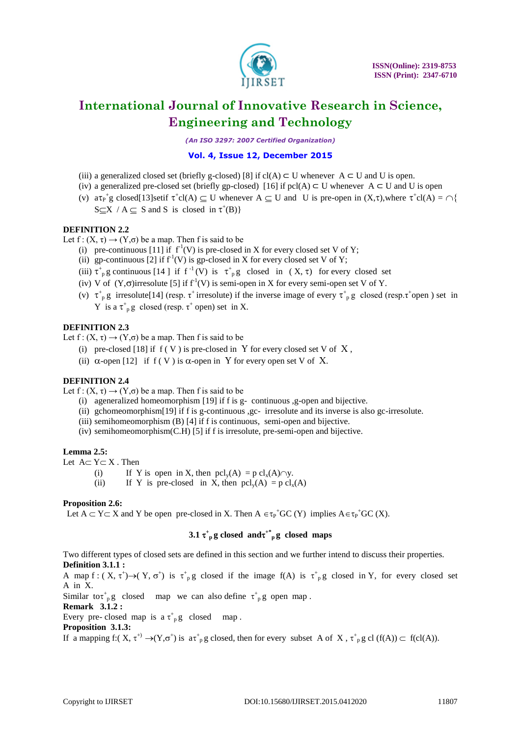(iii) a generalized closed set (briefly g-closed) [8] if $cl(A) \subset U$ whenever $A \subset U$ and U is open.

(iv) a generalized pre-closed set (briefly gp-closed) [16] if $pcl(A) \subset U$ whenever $A \subset U$ and U is open

(v) a$\tau_P^+$g closed[13]set if $\tau^+cl(A) \subseteq U$ whenever $A \subseteq U$ and U is pre-open in $(X,\tau)$,where $\tau^+cl(A) = \cap\{S \subseteq X \,/\, A \subseteq S$ and S is closed in $\tau^+(B)\}$

**DEFINITION 2.2**

Let $f : (X, \tau) \to (Y,\sigma)$ be a map. Then f is said to be

(i) pre-continuous [11] if $f^{-1}(V)$ is pre-closed in X for every closed set V of Y;

(ii) gp-continuous [2] if $f^{-1}(V)$ is gp-closed in X for every closed set V of Y;

(iii) $\tau^+_p g$ continuous [14 ] if $f^{-1}(V)$ is $\tau^+_p g$ closed in $(X, \tau)$ for every closed set

(iv) V of $(Y,\sigma)$irresolute [5] if $f^{-1}(V)$ is semi-open in X for every semi-open set V of Y.

(v) $\tau^+_p g$ irresolute[14] (resp. $\tau^+$ irresolute) if the inverse image of every $\tau^+_p g$ closed (resp.$\tau^+$open ) set in Y is a $\tau^+_p g$ closed (resp. $\tau^+$ open) set in X.

**DEFINITION 2.3**

Let $f : (X, \tau) \to (Y,\sigma)$ be a map. Then f is said to be

(i) pre-closed [18] if f ( V ) is pre-closed in Y for every closed set V of X ,

(ii) $\alpha$-open [12] if f ( V ) is $\alpha$-open in Y for every open set V of X.

**DEFINITION 2.4**

Let $f : (X, \tau) \to (Y,\sigma)$ be a map. Then f is said to be

(i) ageneralized homeomorphism [19] if f is g- continuous ,g-open and bijective.

(ii) gchomeomorphism[19] if f is g-continuous ,gc- irresolute and its inverse is also gc-irresolute.

(iii) semihomeomorphism (B) [4] if f is continuous, semi-open and bijective.

(iv) semihomeomorphism(C.H) [5] if f is irresolute, pre-semi-open and bijective.

**Lemma 2.5:**

Let $A \subset Y \subset X$ . Then

(i) If Y is open in X, then $pcl_y(A) = p\, cl_x(A) \cap y$.

(ii) If Y is pre-closed in X, then $pcl_y(A) = p\, cl_x(A)$

**Proposition 2.6:**

Let $A \subset Y \subset X$ and Y be open pre-closed in X. Then $A \in \tau_P^+GC(Y)$ implies $A \in \tau_P^+GC(X)$.

### 3.1 $\tau^+_p g$ closed and $\tau^{+*}_p g$ closed maps

Two different types of closed sets are defined in this section and we further intend to discuss their properties.

**Definition 3.1.1 :**

A map $f : (X, \tau^+) \to (Y, \sigma^+)$ is $\tau^+_p g$ closed if the image f(A) is $\tau^+_p g$ closed in Y, for every closed set A in X.

Similar to $\tau^+_p g$ closed map we can also define $\tau^+_p g$ open map .

**Remark 3.1.2 :**

Every pre- closed map is a $\tau^+_p g$ closed map .

**Proposition 3.1.3:**

If a mapping $f:(X, \tau^+) \to (Y,\sigma^+)$ is a$\tau^+_p g$ closed, then for every subset A of X , $\tau^+_p g\, cl(f(A)) \subset f(cl(A))$.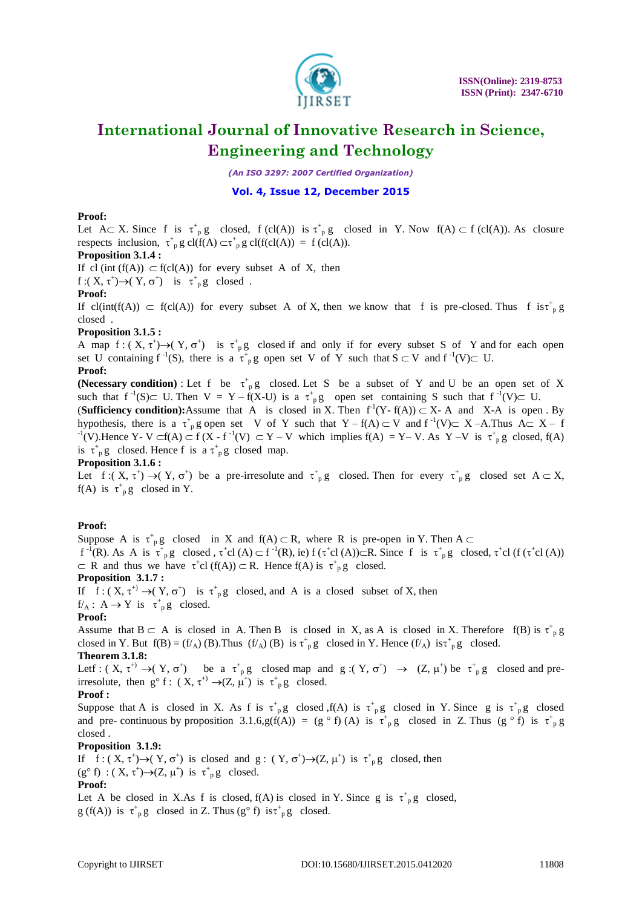**Proof:**

Let $A \subset X$. Since f is $\tau^+_p g$ closed, f (cl(A)) is $\tau^+_p g$ closed in Y. Now $f(A) \subset f(cl(A))$. As closure respects inclusion, $\tau^+_p g\ cl(f(A) \subset \tau^+_p g\ cl(f(cl(A)) = f(cl(A))$.

**Proposition 3.1.4 :**

If $cl(int(f(A)) \subset f(cl(A))$ for every subset A of X, then $f:(X, \tau^+) \rightarrow (Y, \sigma^+)$ is $\tau^+_p g$ closed .

**Proof:**

If $cl(int(f(A)) \subset f(cl(A))$ for every subset A of X, then we know that f is pre-closed. Thus f is$\tau^+_p g$ closed .

**Proposition 3.1.5 :**

A map $f:(X, \tau^+) \rightarrow (Y, \sigma^+)$ is $\tau^+_p g$ closed if and only if for every subset S of Y and for each open set U containing $f^{-1}(S)$, there is a $\tau^+_p g$ open set V of Y such that $S \subset V$ and $f^{-1}(V) \subset U$.

**Proof:**

**(Necessary condition)** : Let f be $\tau^+_p g$ closed. Let S be a subset of Y and U be an open set of X such that $f^{-1}(S) \subset U$. Then $V = Y - f(X\text{-}U)$ is a $\tau^+_p g$ open set containing S such that $f^{-1}(V) \subset U$.

(**Sufficiency condition):**Assume that A is closed in X. Then $f^{-1}(Y\text{-} f(A)) \subset X\text{-} A$ and X-A is open . By hypothesis, there is a $\tau^+_p g$ open set V of Y such that $Y - f(A) \subset V$ and $f^{-1}(V) \subset X - A$.Thus $A \subset X - f^{-1}(V)$.Hence $Y\text{-} V \subset f(A) \subset f(X - f^{-1}(V) \subset Y - V$ which implies $f(A) = Y - V$. As $Y - V$ is $\tau^+_p g$ closed, f(A) is $\tau^+_p g$ closed. Hence f is a $\tau^+_p g$ closed map.

**Proposition 3.1.6 :**

Let $f:(X, \tau^+) \rightarrow (Y, \sigma^+)$ be a pre-irresolute and $\tau^+_p g$ closed. Then for every $\tau^+_p g$ closed set $A \subset X$, f(A) is $\tau^+_p g$ closed in Y.

**Proof:**

Suppose A is $\tau^+_p g$ closed in X and $f(A) \subset R$, where R is pre-open in Y. Then $A \subset f^{-1}(R)$. As A is $\tau^+_p g$ closed , $\tau^+cl(A) \subset f^{-1}(R)$, ie) $f(\tau^+cl(A)) \subset R$. Since f is $\tau^+_p g$ closed, $\tau^+cl(f(\tau^+cl(A)) \subset R$ and thus we have $\tau^+cl(f(A)) \subset R$. Hence f(A) is $\tau^+_p g$ closed.

**Proposition 3.1.7 :**

If $f:(X, \tau^+) \rightarrow (Y, \sigma^+)$ is $\tau^+_p g$ closed, and A is a closed subset of X, then $f/_A: A \rightarrow Y$ is $\tau^+_p g$ closed.

**Proof:**

Assume that $B \subset A$ is closed in A. Then B is closed in X, as A is closed in X. Therefore f(B) is $\tau^+_p g$ closed in Y. But $f(B) = (f/_A)(B)$.Thus $(f/_A)(B)$ is $\tau^+_p g$ closed in Y. Hence $(f/_A)$ is$\tau^+_p g$ closed.

**Theorem 3.1.8:**

Let$f:(X, \tau^+) \rightarrow (Y, \sigma^+)$ be a $\tau^+_p g$ closed map and $g:(Y, \sigma^+) \rightarrow (Z, \mu^+)$ be $\tau^+_p g$ closed and pre-irresolute, then $g^\circ f: (X, \tau^+) \rightarrow (Z, \mu^+)$ is $\tau^+_p g$ closed.

**Proof :**

Suppose that A is closed in X. As f is $\tau^+_p g$ closed ,f(A) is $\tau^+_p g$ closed in Y. Since g is $\tau^+_p g$ closed and pre- continuous by proposition 3.1.6,$g(f(A)) = (g \circ f)(A)$ is $\tau^+_p g$ closed in Z. Thus $(g \circ f)$ is $\tau^+_p g$ closed .

**Proposition 3.1.9:**

If $f:(X, \tau^+) \rightarrow (Y, \sigma^+)$ is closed and $g:(Y, \sigma^+) \rightarrow (Z, \mu^+)$ is $\tau^+_p g$ closed, then $(g^\circ f):(X, \tau^+) \rightarrow (Z, \mu^+)$ is $\tau^+_p g$ closed.

**Proof:**

Let A be closed in X.As f is closed, f(A) is closed in Y. Since g is $\tau^+_p g$ closed, g (f(A)) is $\tau^+_p g$ closed in Z. Thus $(g^\circ f)$ is$\tau^+_p g$ closed.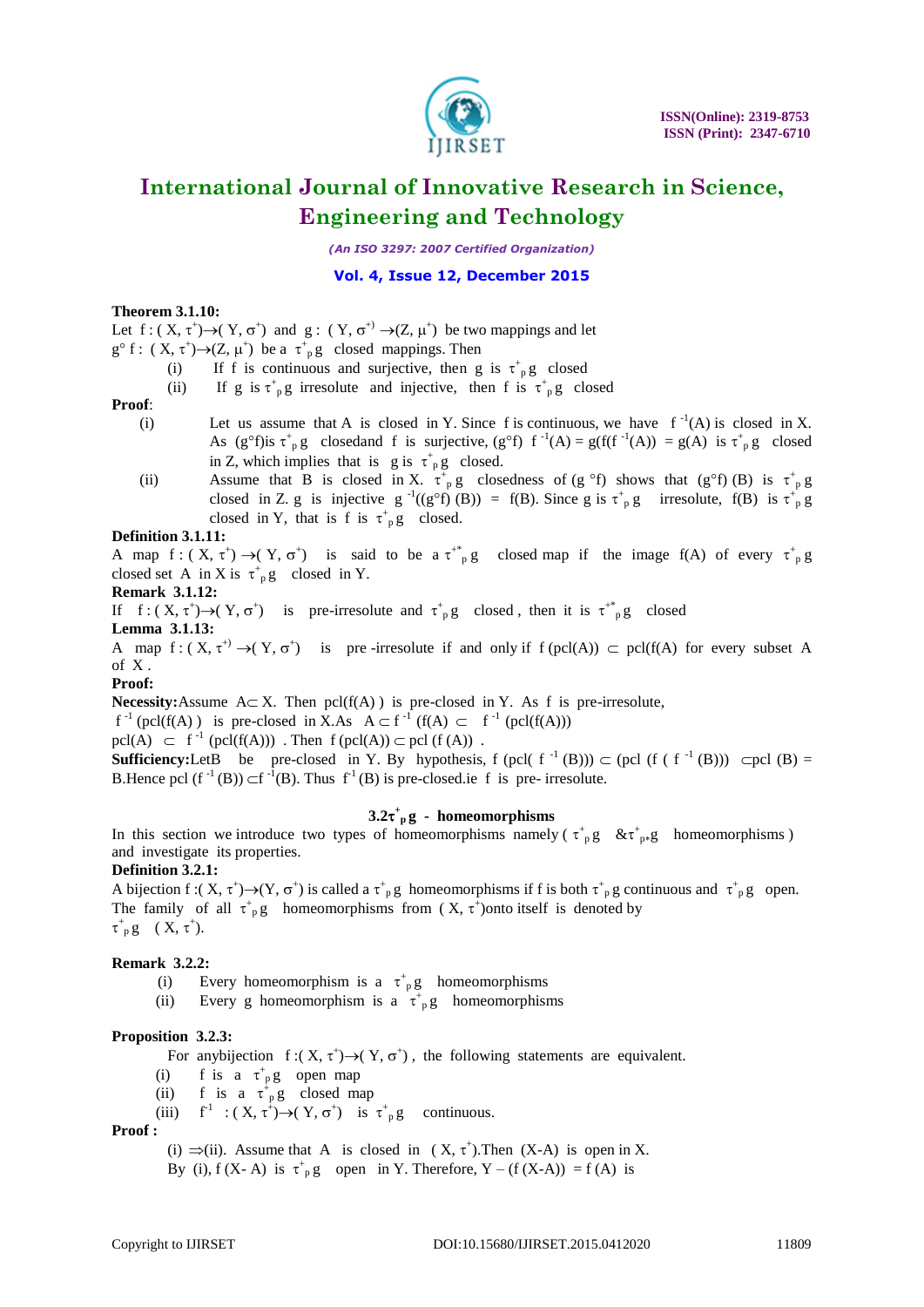**Theorem 3.1.10:**

Let $f : (X, \tau^+) \rightarrow (Y, \sigma^+)$ and $g : (Y, \sigma^{+)} \rightarrow (Z, \mu^+)$ be two mappings and let $g^\circ f : (X, \tau^+) \rightarrow (Z, \mu^+)$ be a $\tau^+_p g$ closed mappings. Then

(i) If f is continuous and surjective, then g is $\tau^+_p g$ closed

(ii) If g is $\tau^+_p g$ irresolute and injective, then f is $\tau^+_p g$ closed

**Proof**:

(i) Let us assume that A is closed in Y. Since f is continuous, we have $f^{-1}(A)$ is closed in X. As $(g^\circ f)$is $\tau^+_p g$ closedand f is surjective, $(g^\circ f)\ f^{-1}(A) = g(f(f^{-1}(A)) = g(A)$ is $\tau^+_p g$ closed in Z, which implies that is g is $\tau^+_p g$ closed.

(ii) Assume that B is closed in X. $\tau^+_p g$ closedness of $(g^\circ f)$ shows that $(g^\circ f)(B)$ is $\tau^+_p g$ closed in Z. g is injective $g^{-1}((g^\circ f)(B)) = f(B)$. Since g is $\tau^+_p g$ irresolute, f(B) is $\tau^+_p g$ closed in Y, that is f is $\tau^+_p g$ closed.

**Definition 3.1.11:**

A map $f : (X, \tau^+) \rightarrow (Y, \sigma^+)$ is said to be a $\tau^{+*}_p g$ closed map if the image f(A) of every $\tau^+_p g$ closed set A in X is $\tau^+_p g$ closed in Y.

**Remark 3.1.12:**

If $f : (X, \tau^+) \rightarrow (Y, \sigma^+)$ is pre-irresolute and $\tau^+_p g$ closed, then it is $\tau^{+*}_p g$ closed

**Lemma 3.1.13:**

A map $f : (X, \tau^{+)} \rightarrow (Y, \sigma^+)$ is pre-irresolute if and only if $f(pcl(A)) \subset pcl(f(A)$ for every subset A of X.

**Proof:**

**Necessity:**Assume $A \subset X$. Then pcl(f(A)) is pre-closed in Y. As f is pre-irresolute, $f^{-1}(pcl(f(A))$ is pre-closed in X.As $A \subset f^{-1}(f(A) \subset f^{-1}(pcl(f(A)))$

$pcl(A) \subset f^{-1}(pcl(f(A)))$ . Then $f(pcl(A)) \subset pcl(f(A))$ .

**Sufficiency:**LetB be pre-closed in Y. By hypothesis, $f(pcl(f^{-1}(B))) \subset (pcl(f(f^{-1}(B))) \subset pcl(B) = B$.Hence $pcl(f^{-1}(B)) \subset f^{-1}(B)$. Thus $f^1(B)$ is pre-closed.ie f is pre- irresolute.

## 3.2$\tau^+_p g$ - homeomorphisms

In this section we introduce two types of homeomorphisms namely ( $\tau^+_p g$ & $\tau^+_{p*} g$ homeomorphisms ) and investigate its properties.

**Definition 3.2.1:**

A bijection $f : (X, \tau^+) \rightarrow (Y, \sigma^+)$ is called a $\tau^+_p g$ homeomorphisms if f is both $\tau^+_p g$ continuous and $\tau^+_p g$ open. The family of all $\tau^+_p g$ homeomorphisms from $(X, \tau^+)$onto itself is denoted by $\tau^+_p g\ (X, \tau^+)$.

**Remark 3.2.2:**

(i) Every homeomorphism is a $\tau^+_p g$ homeomorphisms

(ii) Every g homeomorphism is a $\tau^+_p g$ homeomorphisms

**Proposition 3.2.3:**

For anybijection $f : (X, \tau^+) \rightarrow (Y, \sigma^+)$ , the following statements are equivalent.

(i) f is a $\tau^+_p g$ open map

(ii) f is a $\tau^+_p g$ closed map

(iii) $f^{-1} : (X, \tau^+) \rightarrow (Y, \sigma^+)$ is $\tau^+_p g$ continuous.

**Proof :**

(i) $\Rightarrow$(ii). Assume that A is closed in $(X, \tau^+)$.Then (X-A) is open in X. By (i), f (X- A) is $\tau^+_p g$ open in Y. Therefore, Y – (f (X-A)) = f (A) is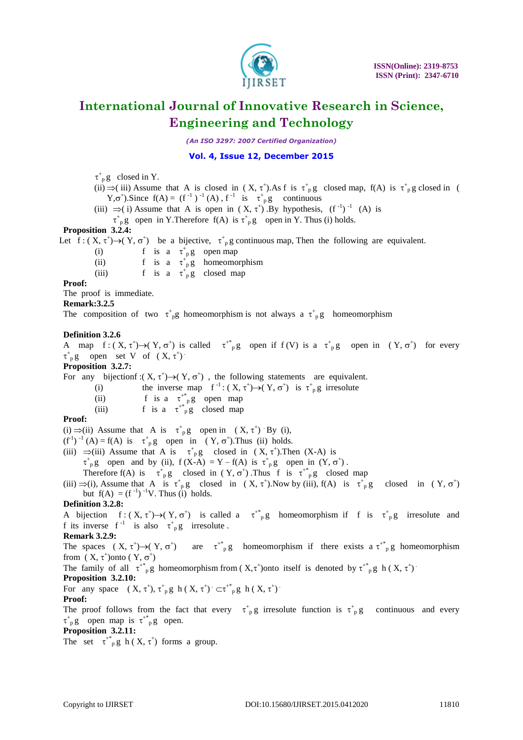$\tau^{+}_{p}g$ closed in Y.

(ii) $\Rightarrow$( iii) Assume that A is closed in ( X, $\tau^{+}$).As f is $\tau^{+}_{p}g$ closed map, f(A) is $\tau^{+}_{p}g$ closed in ( Y,$\sigma^{+}$).Since f(A) = $(f^{-1})^{-1}$ (A) , $f^{-1}$ is $\tau^{+}_{p}g$ continuous

(iii) $\Rightarrow$( i) Assume that A is open in ( X, $\tau^{+}$) .By hypothesis, $(f^{-1})^{-1}$ (A) is $\tau^{+}_{p}g$ open in Y.Therefore f(A) is $\tau^{+}_{p}g$ open in Y. Thus (i) holds.

**Proposition 3.2.4:**

Let f : ( X, $\tau^{+}$)$\rightarrow$( Y, $\sigma^{+}$) be a bijective, $\tau^{+}_{p}g$ continuous map, Then the following are equivalent.

(i) f is a $\tau^{+}_{p}g$ open map

(ii) f is a $\tau^{+}_{p}g$ homeomorphism

(iii) f is a $\tau^{+}_{p}g$ closed map

**Proof:**

The proof is immediate.

**Remark:3.2.5**

The composition of two $\tau^{+}_{p}g$ homeomorphism is not always a $\tau^{+}_{p}g$ homeomorphism

**Definition 3.2.6**

A map f : ( X, $\tau^{+}$)$\rightarrow$( Y, $\sigma^{+}$) is called $\tau^{+*}_{p}g$ open if f (V) is a $\tau^{+}_{p}g$ open in ( Y, $\sigma^{+}$) for every $\tau^{+}_{p}g$ open set V of ( X, $\tau^{+}$).

**Proposition 3.2.7:**

For any bijectionf :( X, $\tau^{+}$)$\rightarrow$( Y, $\sigma^{+}$) , the following statements are equivalent.

(i) the inverse map $f^{-1}$: ( X, $\tau^{+}$)$\rightarrow$( Y, $\sigma^{+}$) is $\tau^{+}_{p}g$ irresolute

(ii) f is a $\tau^{+*}_{p}g$ open map

(iii) f is a $\tau^{+*}_{p}g$ closed map

**Proof:**

(i) $\Rightarrow$(ii) Assume that A is $\tau^{+}_{p}g$ open in ( X, $\tau^{+}$) By (i), $(f^{-1})^{-1}$ (A) = f(A) is $\tau^{+}_{p}g$ open in ( Y, $\sigma^{+}$).Thus (ii) holds.

(iii) $\Rightarrow$(iii) Assume that A is $\tau^{+}_{p}g$ closed in ( X, $\tau^{+}$).Then (X-A) is $\tau^{+}_{p}g$ open and by (ii), f (X-A) = Y – f(A) is $\tau^{+}_{p}g$ open in (Y, $\sigma^{+}$) . Therefore f(A) is $\tau^{+}_{p}g$ closed in ( Y, $\sigma^{+}$) .Thus f is $\tau^{+*}_{p}g$ closed map

(iii) $\Rightarrow$(i), Assume that A is $\tau^{+}_{p}g$ closed in ( X, $\tau^{+}$).Now by (iii), f(A) is $\tau^{+}_{p}g$ closed in ( Y, $\sigma^{+}$) but f(A) = $(f^{-1})^{-1}$V. Thus (i) holds.

**Definition 3.2.8:**

A bijection f : ( X, $\tau^{+}$)$\rightarrow$( Y, $\sigma^{+}$) is called a $\tau^{+*}_{p}g$ homeomorphism if f is $\tau^{+}_{p}g$ irresolute and f its inverse $f^{-1}$ is also $\tau^{+}_{p}g$ irresolute .

**Remark 3.2.9:**

The spaces ( X, $\tau^{+}$)$\rightarrow$( Y, $\sigma^{+}$) are $\tau^{+*}_{p}g$ homeomorphism if there exists a $\tau^{+*}_{p}g$ homeomorphism from ( X, $\tau^{+}$)onto ( Y, $\sigma^{+}$)

The family of all $\tau^{+*}_{p}g$ homeomorphism from ( X,$\tau^{+}$)onto itself is denoted by $\tau^{+*}_{p}g$ h ( X, $\tau^{+}$).

**Proposition 3.2.10:**

For any space ( X, $\tau^{+}$), $\tau^{+}_{p}g$ h ( X, $\tau^{+}$) $\subset\tau^{+*}_{p}g$ h ( X, $\tau^{+}$).

**Proof:**

The proof follows from the fact that every $\tau^{+}_{p}g$ irresolute function is $\tau^{+}_{p}g$ continuous and every $\tau^{+}_{p}g$ open map is $\tau^{+*}_{p}g$ open.

**Proposition 3.2.11:**

The set $\tau^{+*}_{p}g$ h ( X, $\tau^{+}$) forms a group.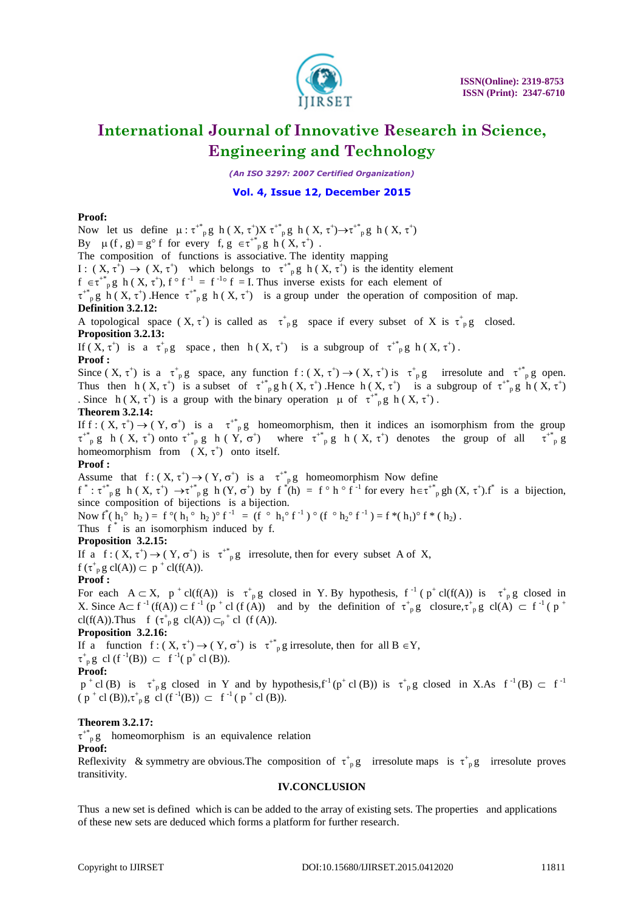**Proof:**

Now let us define $\mu : \tau^{+*}{}_{p}g\ h(X, \tau^{+}) X\ \tau^{+*}{}_{p}g\ h(X, \tau^{+}) \rightarrow \tau^{+*}{}_{p}g\ h(X, \tau^{+})$

By $\mu(f, g) = g^{\circ} f$ for every $f, g \in \tau^{+*}{}_{p}g\ h(X, \tau^{+})$.

The composition of functions is associative. The identity mapping $I : (X, \tau^{+}) \rightarrow (X, \tau^{+})$ which belongs to $\tau^{+*}{}_{p}g\ h(X, \tau^{+})$ is the identity element $f \in \tau^{+*}{}_{p}g\ h(X, \tau^{+})$, $f \circ f^{-1} = f^{-1} \circ f = I$. Thus inverse exists for each element of $\tau^{+*}{}_{p}g\ h(X, \tau^{+})$. Hence $\tau^{+*}{}_{p}g\ h(X, \tau^{+})$ is a group under the operation of composition of map.

**Definition 3.2.12:**

A topological space $(X, \tau^{+})$ is called as $\tau^{+}{}_{p}g$ space if every subset of X is $\tau^{+}{}_{p}g$ closed.

**Proposition 3.2.13:**

If $(X, \tau^{+})$ is a $\tau^{+}{}_{p}g$ space, then $h(X, \tau^{+})$ is a subgroup of $\tau^{+*}{}_{p}g\ h(X, \tau^{+})$.

**Proof :**

Since $(X, \tau^{+})$ is a $\tau^{+}{}_{p}g$ space, any function $f : (X, \tau^{+}) \rightarrow (X, \tau^{+})$ is $\tau^{+}{}_{p}g$ irresolute and $\tau^{+*}{}_{p}g$ open. Thus then $h(X, \tau^{+})$ is a subset of $\tau^{+*}{}_{p}g\ h(X, \tau^{+})$. Hence $h(X, \tau^{+})$ is a subgroup of $\tau^{+*}{}_{p}g\ h(X, \tau^{+})$. Since $h(X, \tau^{+})$ is a group with the binary operation $\mu$ of $\tau^{+*}{}_{p}g\ h(X, \tau^{+})$.

**Theorem 3.2.14:**

If $f : (X, \tau^{+}) \rightarrow (Y, \sigma^{+})$ is a $\tau^{+*}{}_{p}g$ homeomorphism, then it indices an isomorphism from the group $\tau^{+*}{}_{p}g\ h(X, \tau^{+})$ onto $\tau^{+*}{}_{p}g\ h(Y, \sigma^{+})$ where $\tau^{+*}{}_{p}g\ h(X, \tau^{+})$ denotes the group of all $\tau^{+*}{}_{p}g$ homeomorphism from $(X, \tau^{+})$ onto itself.

**Proof :**

Assume that $f : (X, \tau^{+}) \rightarrow (Y, \sigma^{+})$ is a $\tau^{+*}{}_{p}g$ homeomorphism Now define $f^{*} : \tau^{+*}{}_{p}g\ h(X, \tau^{+}) \rightarrow \tau^{+*}{}_{p}g\ h(Y, \sigma^{+})$ by $f^{*}(h) = f \circ h \circ f^{-1}$ for every $h \in \tau^{+*}{}_{p}gh(X, \tau^{+})$.$f^{*}$ is a bijection, since composition of bijections is a bijection.

Now $f^{*}(h_1 \circ h_2) = f \circ (h_1 \circ h_2) \circ f^{-1} = (f \circ h_1 \circ f^{-1}) \circ (f \circ h_2 \circ f^{-1}) = f^{*}(h_1) \circ f^{*}(h_2)$.

Thus $f^{*}$ is an isomorphism induced by f.

**Proposition 3.2.15:**

If a $f : (X, \tau^{+}) \rightarrow (Y, \sigma^{+})$ is $\tau^{+*}{}_{p}g$ irresolute, then for every subset A of X, $f(\tau^{+}{}_{p}g\ cl(A)) \subset p^{+} cl(f(A))$.

**Proof :**

For each $A \subset X$, $p^{+} cl(f(A))$ is $\tau^{+}{}_{p}g$ closed in Y. By hypothesis, $f^{-1}(p^{+} cl(f(A))$ is $\tau^{+}{}_{p}g$ closed in X. Since $A \subset f^{-1}(f(A)) \subset f^{-1}(p^{+} cl(f(A))$ and by the definition of $\tau^{+}{}_{p}g$ closure, $\tau^{+}{}_{p}g\ cl(A) \subset f^{-1}(p^{+} cl(f(A))$. Thus $f(\tau^{+}{}_{p}g\ cl(A)) \subset_{p}{}^{+} cl(f(A))$.

**Proposition 3.2.16:**

If a function $f : (X, \tau^{+}) \rightarrow (Y, \sigma^{+})$ is $\tau^{+*}{}_{p}g$ irresolute, then for all $B \in Y$, $\tau^{+}{}_{p}g\ cl(f^{-1}(B)) \subset f^{-1}(p^{+} cl(B))$.

**Proof:**

$p^{+} cl(B)$ is $\tau^{+}{}_{p}g$ closed in Y and by hypothesis, $f^{-1}(p^{+} cl(B))$ is $\tau^{+}{}_{p}g$ closed in X. As $f^{-1}(B) \subset f^{-1}(p^{+} cl(B))$, $\tau^{+}{}_{p}g\ cl(f^{-1}(B)) \subset f^{-1}(p^{+} cl(B))$.

**Theorem 3.2.17:**

$\tau^{+*}{}_{p}g$ homeomorphism is an equivalence relation

**Proof:**

Reflexivity & symmetry are obvious. The composition of $\tau^{+}{}_{p}g$ irresolute maps is $\tau^{+}{}_{p}g$ irresolute proves transitivity.

## IV. CONCLUSION

Thus a new set is defined which is can be added to the array of existing sets. The properties and applications of these new sets are deduced which forms a platform for further research.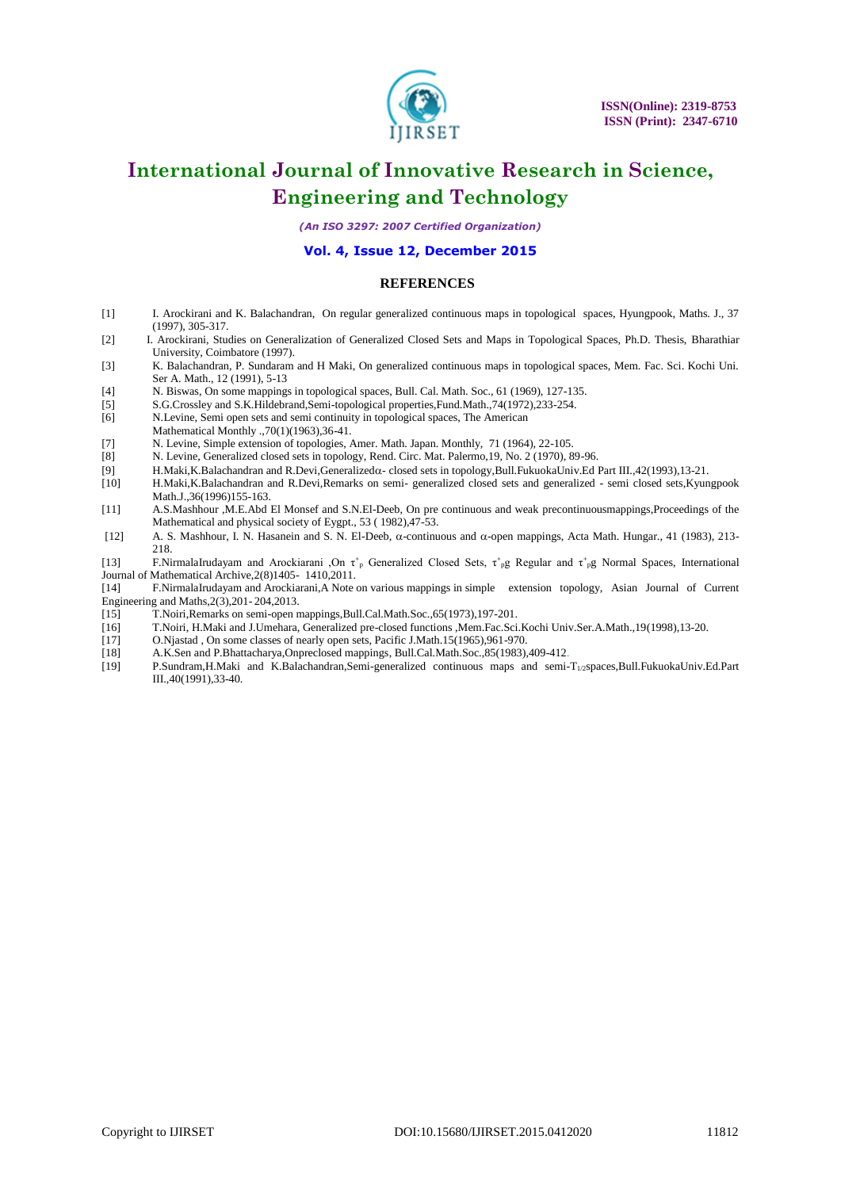## REFERENCES

[1] I. Arockirani and K. Balachandran, On regular generalized continuous maps in topological spaces, Hyungpook, Maths. J., 37 (1997), 305-317.

[2] I. Arockirani, Studies on Generalization of Generalized Closed Sets and Maps in Topological Spaces, Ph.D. Thesis, Bharathiar University, Coimbatore (1997).

[3] K. Balachandran, P. Sundaram and H Maki, On generalized continuous maps in topological spaces, Mem. Fac. Sci. Kochi Uni. Ser A. Math., 12 (1991), 5-13

[4] N. Biswas, On some mappings in topological spaces, Bull. Cal. Math. Soc., 61 (1969), 127-135.

[5] S.G.Crossley and S.K.Hildebrand,Semi-topological properties,Fund.Math.,74(1972),233-254.

[6] N.Levine, Semi open sets and semi continuity in topological spaces, The American Mathematical Monthly .,70(1)(1963),36-41.

[7] N. Levine, Simple extension of topologies, Amer. Math. Japan. Monthly, 71 (1964), 22-105.

[8] N. Levine, Generalized closed sets in topology, Rend. Circ. Mat. Palermo,19, No. 2 (1970), 89-96.

[9] H.Maki,K.Balachandran and R.Devi,Generalized$\alpha$- closed sets in topology,Bull.FukuokaUniv.Ed Part III.,42(1993),13-21.

[10] H.Maki,K.Balachandran and R.Devi,Remarks on semi- generalized closed sets and generalized - semi closed sets,Kyungpook Math.J.,36(1996)155-163.

[11] A.S.Mashhour ,M.E.Abd El Monsef and S.N.El-Deeb, On pre continuous and weak precontinuousmappings,Proceedings of the Mathematical and physical society of Eygpt., 53 ( 1982),47-53.

[12] A. S. Mashhour, I. N. Hasanein and S. N. El-Deeb, $\alpha$-continuous and $\alpha$-open mappings, Acta Math. Hungar., 41 (1983), 213-218.

[13] F.NirmalaIrudayam and Arockiarani ,On $\tau^{*}_{p}$ Generalized Closed Sets, $\tau^{*}_{p}g$ Regular and $\tau^{*}_{p}g$ Normal Spaces, International Journal of Mathematical Archive,2(8)1405- 1410,2011.

[14] F.NirmalaIrudayam and Arockiarani,A Note on various mappings in simple extension topology, Asian Journal of Current Engineering and Maths,2(3),201- 204,2013.

[15] T.Noiri,Remarks on semi-open mappings,Bull.Cal.Math.Soc.,65(1973),197-201.

[16] T.Noiri, H.Maki and J.Umehara, Generalized pre-closed functions ,Mem.Fac.Sci.Kochi Univ.Ser.A.Math.,19(1998),13-20.

[17] O.Njastad , On some classes of nearly open sets, Pacific J.Math.15(1965),961-970.

[18] A.K.Sen and P.Bhattacharya,Onpreclosed mappings, Bull.Cal.Math.Soc.,85(1983),409-412.

[19] P.Sundram,H.Maki and K.Balachandran,Semi-generalized continuous maps and semi-$T_{1/2}$spaces,Bull.FukuokaUniv.Ed.Part III.,40(1991),33-40.